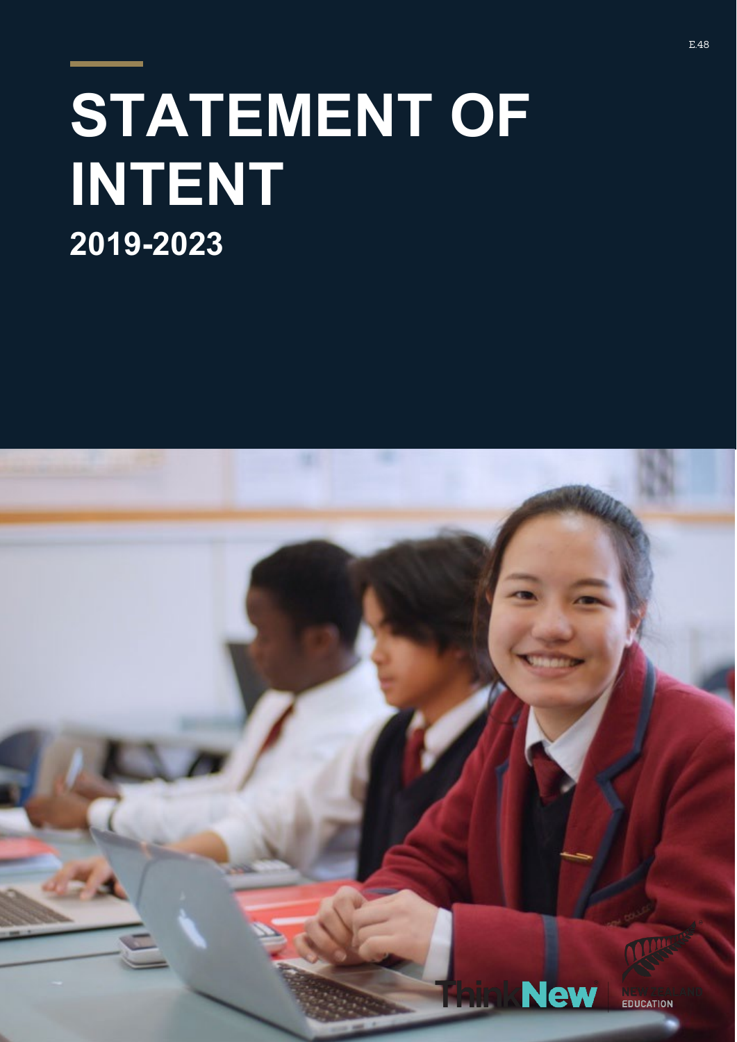E.48

# STATEMENT OF INTENT

## 2019-2023

ThinkNew NEW ZEALAND EDUCATION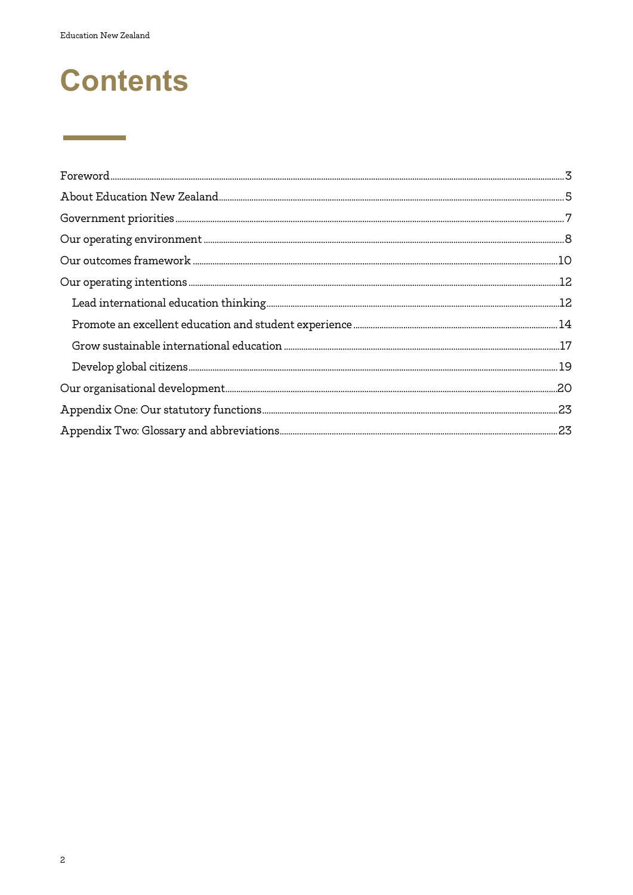# Contents

Foreword........................................................................................................................................................3

About Education New Zealand.............................................................................................................5

Government priorities .............................................................................................................................7

Our operating environment ...................................................................................................................8

Our outcomes framework .....................................................................................................................10

Our operating intentions ........................................................................................................................12

- Lead international education thinking..........................................................................................12
- Promote an excellent education and student experience .....................................................14
- Grow sustainable international education ..................................................................................17
- Develop global citizens.......................................................................................................................19

Our organisational development.........................................................................................................20

Appendix One: Our statutory functions.............................................................................................23

Appendix Two: Glossary and abbreviations.....................................................................................23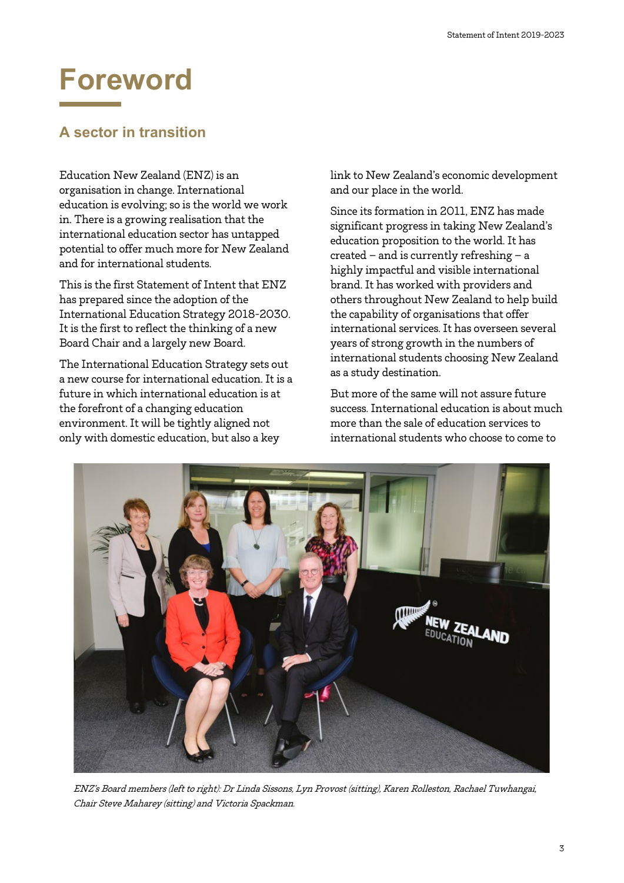# Foreword

## A sector in transition

Education New Zealand (ENZ) is an organisation in change. International education is evolving; so is the world we work in. There is a growing realisation that the international education sector has untapped potential to offer much more for New Zealand and for international students.

This is the first Statement of Intent that ENZ has prepared since the adoption of the International Education Strategy 2018-2030. It is the first to reflect the thinking of a new Board Chair and a largely new Board.

The International Education Strategy sets out a new course for international education. It is a future in which international education is at the forefront of a changing education environment. It will be tightly aligned not only with domestic education, but also a key link to New Zealand's economic development and our place in the world.

Since its formation in 2011, ENZ has made significant progress in taking New Zealand's education proposition to the world. It has created – and is currently refreshing – a highly impactful and visible international brand. It has worked with providers and others throughout New Zealand to help build the capability of organisations that offer international services. It has overseen several years of strong growth in the numbers of international students choosing New Zealand as a study destination.

But more of the same will not assure future success. International education is about much more than the sale of education services to international students who choose to come to

*ENZ's Board members (left to right): Dr Linda Sissons, Lyn Provost (sitting), Karen Rolleston, Rachael Tuwhangai, Chair Steve Maharey (sitting) and Victoria Spackman.*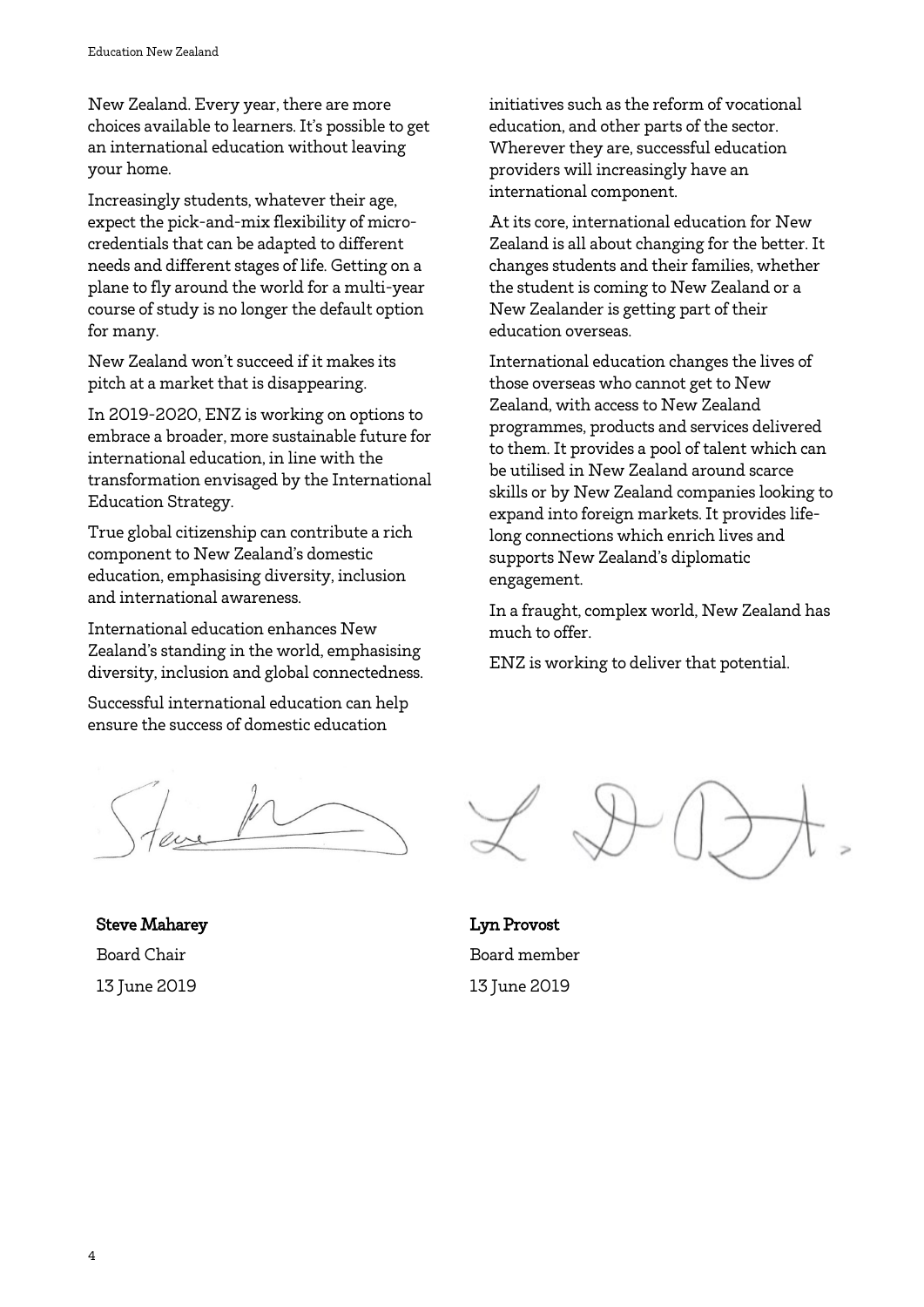New Zealand. Every year, there are more choices available to learners. It's possible to get an international education without leaving your home.

Increasingly students, whatever their age, expect the pick-and-mix flexibility of micro-credentials that can be adapted to different needs and different stages of life. Getting on a plane to fly around the world for a multi-year course of study is no longer the default option for many.

New Zealand won't succeed if it makes its pitch at a market that is disappearing.

In 2019-2020, ENZ is working on options to embrace a broader, more sustainable future for international education, in line with the transformation envisaged by the International Education Strategy.

True global citizenship can contribute a rich component to New Zealand's domestic education, emphasising diversity, inclusion and international awareness.

International education enhances New Zealand's standing in the world, emphasising diversity, inclusion and global connectedness.

Successful international education can help ensure the success of domestic education initiatives such as the reform of vocational education, and other parts of the sector. Wherever they are, successful education providers will increasingly have an international component.

At its core, international education for New Zealand is all about changing for the better. It changes students and their families, whether the student is coming to New Zealand or a New Zealander is getting part of their education overseas.

International education changes the lives of those overseas who cannot get to New Zealand, with access to New Zealand programmes, products and services delivered to them. It provides a pool of talent which can be utilised in New Zealand around scarce skills or by New Zealand companies looking to expand into foreign markets. It provides life-long connections which enrich lives and supports New Zealand's diplomatic engagement.

In a fraught, complex world, New Zealand has much to offer.

ENZ is working to deliver that potential.

**Steve Maharey**
Board Chair
13 June 2019

**Lyn Provost**
Board member
13 June 2019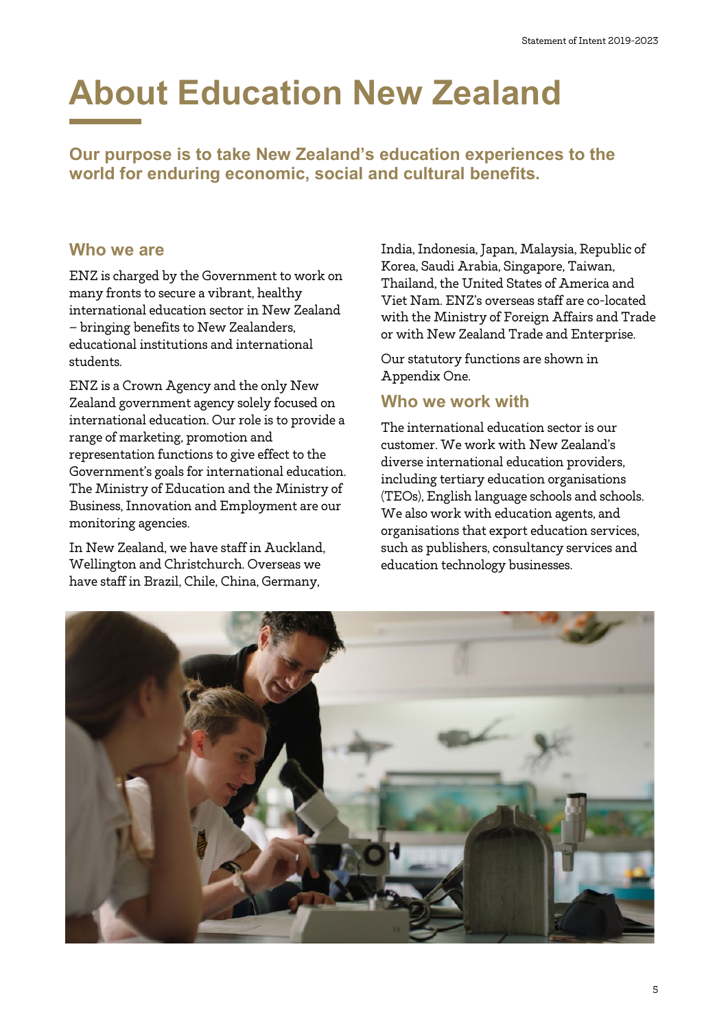# About Education New Zealand

**Our purpose is to take New Zealand's education experiences to the world for enduring economic, social and cultural benefits.**

## Who we are

ENZ is charged by the Government to work on many fronts to secure a vibrant, healthy international education sector in New Zealand – bringing benefits to New Zealanders, educational institutions and international students.

ENZ is a Crown Agency and the only New Zealand government agency solely focused on international education. Our role is to provide a range of marketing, promotion and representation functions to give effect to the Government's goals for international education. The Ministry of Education and the Ministry of Business, Innovation and Employment are our monitoring agencies.

In New Zealand, we have staff in Auckland, Wellington and Christchurch. Overseas we have staff in Brazil, Chile, China, Germany, India, Indonesia, Japan, Malaysia, Republic of Korea, Saudi Arabia, Singapore, Taiwan, Thailand, the United States of America and Viet Nam. ENZ's overseas staff are co-located with the Ministry of Foreign Affairs and Trade or with New Zealand Trade and Enterprise.

Our statutory functions are shown in Appendix One.

## Who we work with

The international education sector is our customer. We work with New Zealand's diverse international education providers, including tertiary education organisations (TEOs), English language schools and schools. We also work with education agents, and organisations that export education services, such as publishers, consultancy services and education technology businesses.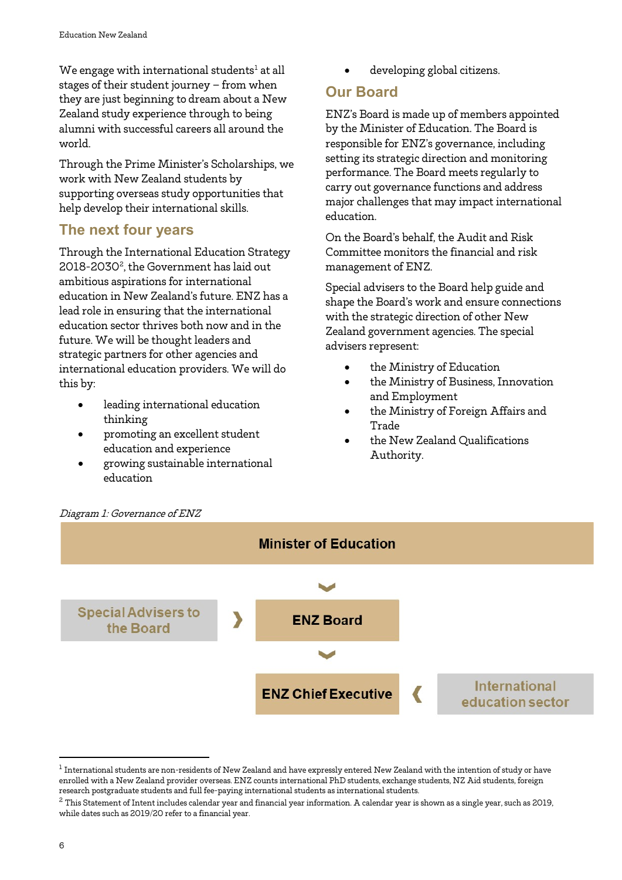We engage with international students[1] at all stages of their student journey – from when they are just beginning to dream about a New Zealand study experience through to being alumni with successful careers all around the world.

Through the Prime Minister's Scholarships, we work with New Zealand students by supporting overseas study opportunities that help develop their international skills.

## The next four years

Through the International Education Strategy 2018-2030[2], the Government has laid out ambitious aspirations for international education in New Zealand's future. ENZ has a lead role in ensuring that the international education sector thrives both now and in the future. We will be thought leaders and strategic partners for other agencies and international education providers. We will do this by:

- leading international education thinking
- promoting an excellent student education and experience
- growing sustainable international education
- developing global citizens.

## Our Board

ENZ's Board is made up of members appointed by the Minister of Education. The Board is responsible for ENZ's governance, including setting its strategic direction and monitoring performance. The Board meets regularly to carry out governance functions and address major challenges that may impact international education.

On the Board's behalf, the Audit and Risk Committee monitors the financial and risk management of ENZ.

Special advisers to the Board help guide and shape the Board's work and ensure connections with the strategic direction of other New Zealand government agencies. The special advisers represent:

- the Ministry of Education
- the Ministry of Business, Innovation and Employment
- the Ministry of Foreign Affairs and Trade
- the New Zealand Qualifications Authority.

*Diagram 1: Governance of ENZ*

**Minister of Education**

↓

**Special Advisers to the Board** → **ENZ Board**

↓

**ENZ Chief Executive** ← **International education sector**

---

[1] International students are non-residents of New Zealand and have expressly entered New Zealand with the intention of study or have enrolled with a New Zealand provider overseas. ENZ counts international PhD students, exchange students, NZ Aid students, foreign research postgraduate students and full fee-paying international students as international students.

[2] This Statement of Intent includes calendar year and financial year information. A calendar year is shown as a single year, such as 2019, while dates such as 2019/20 refer to a financial year.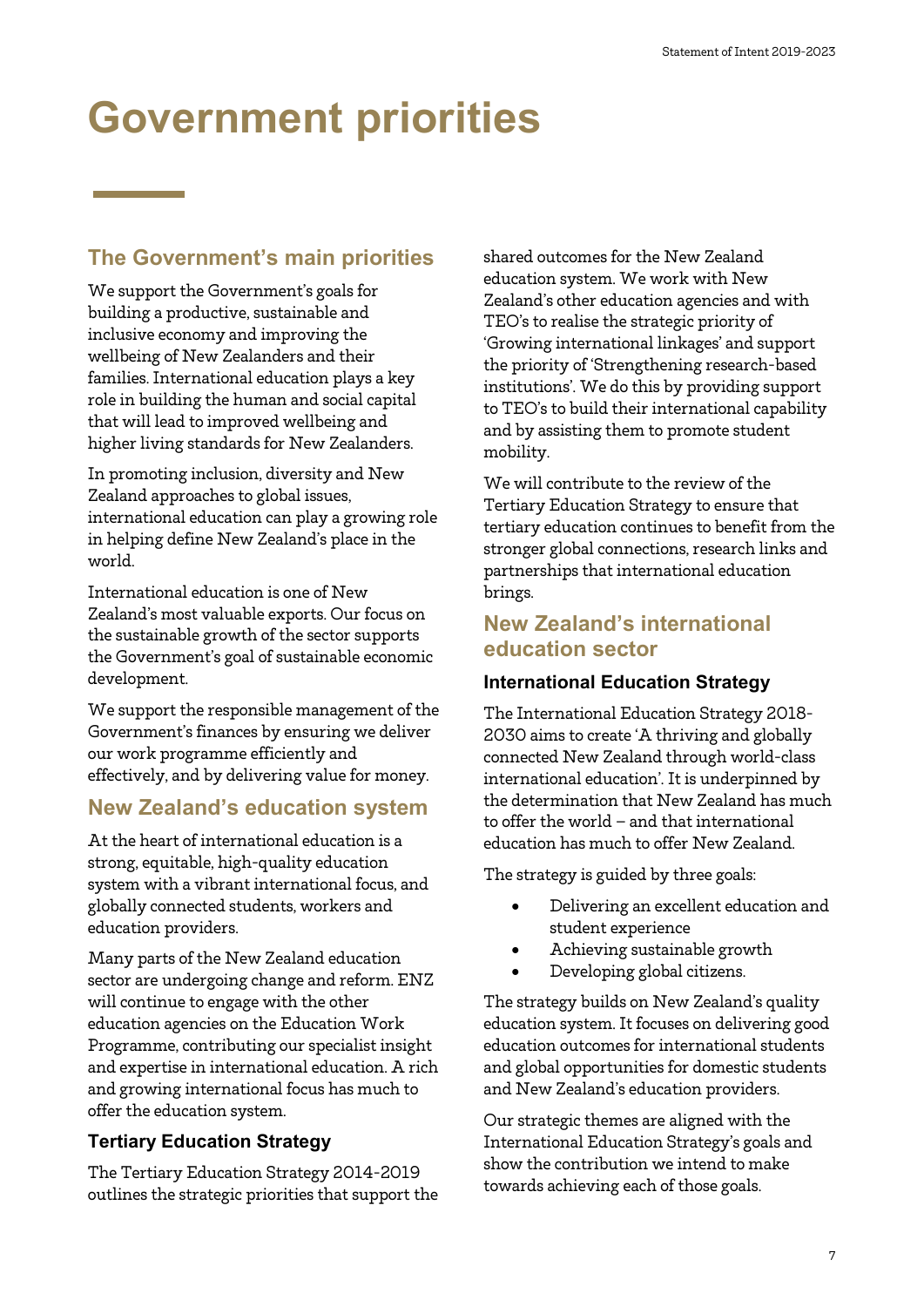# Government priorities

## The Government's main priorities

We support the Government's goals for building a productive, sustainable and inclusive economy and improving the wellbeing of New Zealanders and their families. International education plays a key role in building the human and social capital that will lead to improved wellbeing and higher living standards for New Zealanders.

In promoting inclusion, diversity and New Zealand approaches to global issues, international education can play a growing role in helping define New Zealand's place in the world.

International education is one of New Zealand's most valuable exports. Our focus on the sustainable growth of the sector supports the Government's goal of sustainable economic development.

We support the responsible management of the Government's finances by ensuring we deliver our work programme efficiently and effectively, and by delivering value for money.

## New Zealand's education system

At the heart of international education is a strong, equitable, high-quality education system with a vibrant international focus, and globally connected students, workers and education providers.

Many parts of the New Zealand education sector are undergoing change and reform. ENZ will continue to engage with the other education agencies on the Education Work Programme, contributing our specialist insight and expertise in international education. A rich and growing international focus has much to offer the education system.

### Tertiary Education Strategy

The Tertiary Education Strategy 2014-2019 outlines the strategic priorities that support the shared outcomes for the New Zealand education system. We work with New Zealand's other education agencies and with TEO's to realise the strategic priority of 'Growing international linkages' and support the priority of 'Strengthening research-based institutions'. We do this by providing support to TEO's to build their international capability and by assisting them to promote student mobility.

We will contribute to the review of the Tertiary Education Strategy to ensure that tertiary education continues to benefit from the stronger global connections, research links and partnerships that international education brings.

## New Zealand's international education sector

### International Education Strategy

The International Education Strategy 2018-2030 aims to create 'A thriving and globally connected New Zealand through world-class international education'. It is underpinned by the determination that New Zealand has much to offer the world – and that international education has much to offer New Zealand.

The strategy is guided by three goals:

- Delivering an excellent education and student experience
- Achieving sustainable growth
- Developing global citizens.

The strategy builds on New Zealand's quality education system. It focuses on delivering good education outcomes for international students and global opportunities for domestic students and New Zealand's education providers.

Our strategic themes are aligned with the International Education Strategy's goals and show the contribution we intend to make towards achieving each of those goals.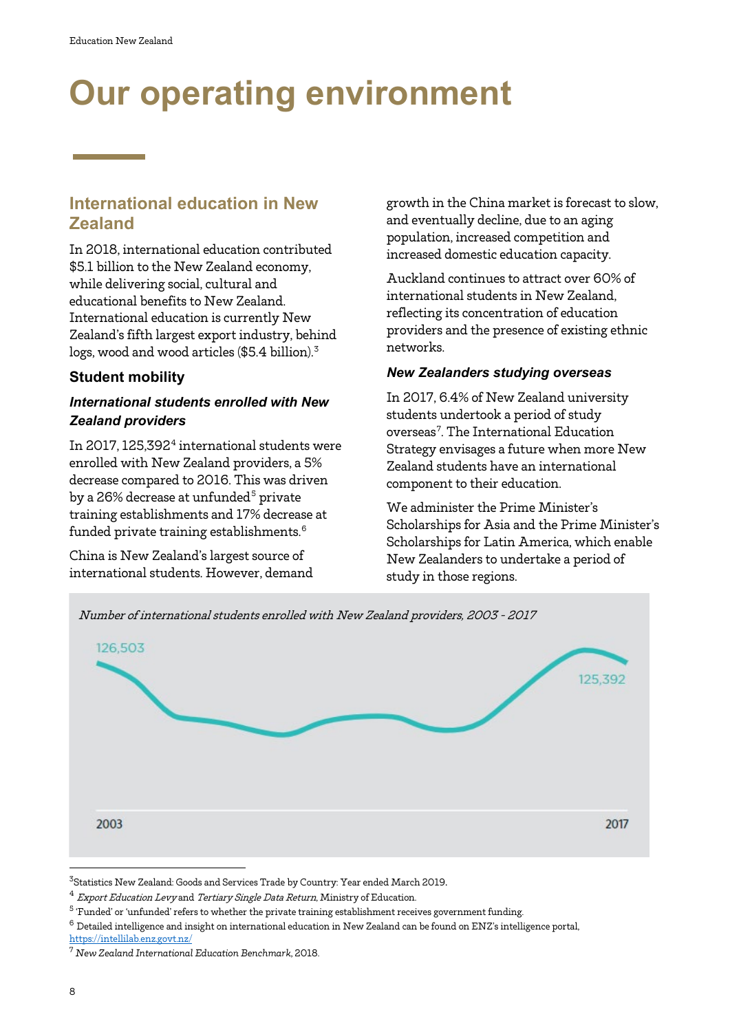# Our operating environment

## International education in New Zealand

In 2018, international education contributed \$5.1 billion to the New Zealand economy, while delivering social, cultural and educational benefits to New Zealand. International education is currently New Zealand's fifth largest export industry, behind logs, wood and wood articles (\$5.4 billion).[3]

### Student mobility

#### *International students enrolled with New Zealand providers*

In 2017, 125,392[4] international students were enrolled with New Zealand providers, a 5% decrease compared to 2016. This was driven by a 26% decrease at unfunded[5] private training establishments and 17% decrease at funded private training establishments.[6]

China is New Zealand's largest source of international students. However, demand growth in the China market is forecast to slow, and eventually decline, due to an aging population, increased competition and increased domestic education capacity.

Auckland continues to attract over 60% of international students in New Zealand, reflecting its concentration of education providers and the presence of existing ethnic networks.

#### *New Zealanders studying overseas*

In 2017, 6.4% of New Zealand university students undertook a period of study overseas[7]. The International Education Strategy envisages a future when more New Zealand students have an international component to their education.

We administer the Prime Minister's Scholarships for Asia and the Prime Minister's Scholarships for Latin America, which enable New Zealanders to undertake a period of study in those regions.

*Number of international students enrolled with New Zealand providers, 2003 - 2017*

126,503 (2003) — 125,392 (2017)

[3] Statistics New Zealand: Goods and Services Trade by Country: Year ended March 2019.

[4] *Export Education Levy* and *Tertiary Single Data Return*, Ministry of Education.

[5] 'Funded' or 'unfunded' refers to whether the private training establishment receives government funding.

[6] Detailed intelligence and insight on international education in New Zealand can be found on ENZ's intelligence portal, https://intellilab.enz.govt.nz/

[7] *New Zealand International Education Benchmark*, 2018.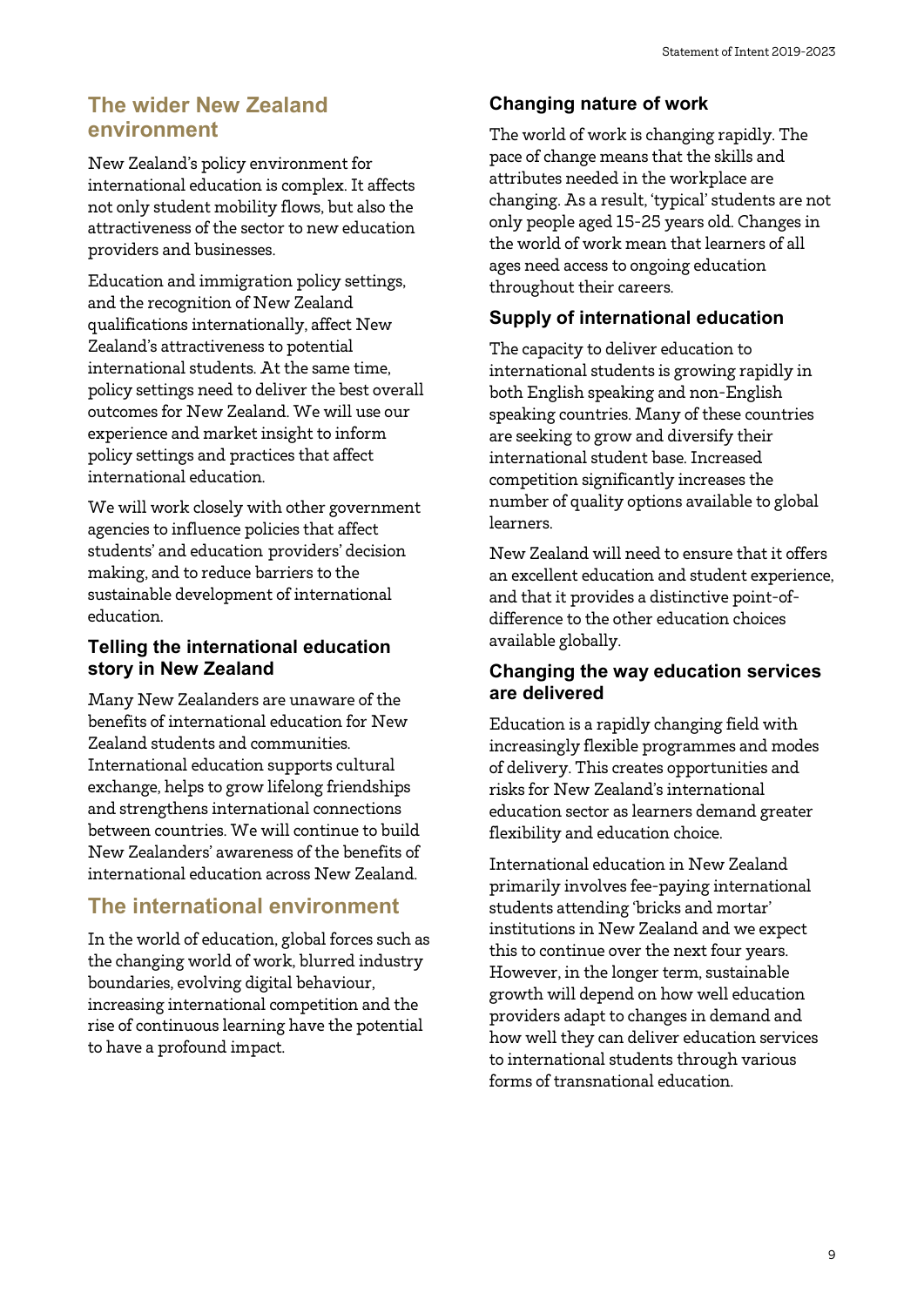## The wider New Zealand environment

New Zealand's policy environment for international education is complex. It affects not only student mobility flows, but also the attractiveness of the sector to new education providers and businesses.

Education and immigration policy settings, and the recognition of New Zealand qualifications internationally, affect New Zealand's attractiveness to potential international students. At the same time, policy settings need to deliver the best overall outcomes for New Zealand. We will use our experience and market insight to inform policy settings and practices that affect international education.

We will work closely with other government agencies to influence policies that affect students' and education providers' decision making, and to reduce barriers to the sustainable development of international education.

### Telling the international education story in New Zealand

Many New Zealanders are unaware of the benefits of international education for New Zealand students and communities. International education supports cultural exchange, helps to grow lifelong friendships and strengthens international connections between countries. We will continue to build New Zealanders' awareness of the benefits of international education across New Zealand.

## The international environment

In the world of education, global forces such as the changing world of work, blurred industry boundaries, evolving digital behaviour, increasing international competition and the rise of continuous learning have the potential to have a profound impact.

### Changing nature of work

The world of work is changing rapidly. The pace of change means that the skills and attributes needed in the workplace are changing. As a result, 'typical' students are not only people aged 15-25 years old. Changes in the world of work mean that learners of all ages need access to ongoing education throughout their careers.

### Supply of international education

The capacity to deliver education to international students is growing rapidly in both English speaking and non-English speaking countries. Many of these countries are seeking to grow and diversify their international student base. Increased competition significantly increases the number of quality options available to global learners.

New Zealand will need to ensure that it offers an excellent education and student experience, and that it provides a distinctive point-of-difference to the other education choices available globally.

### Changing the way education services are delivered

Education is a rapidly changing field with increasingly flexible programmes and modes of delivery. This creates opportunities and risks for New Zealand's international education sector as learners demand greater flexibility and education choice.

International education in New Zealand primarily involves fee-paying international students attending 'bricks and mortar' institutions in New Zealand and we expect this to continue over the next four years. However, in the longer term, sustainable growth will depend on how well education providers adapt to changes in demand and how well they can deliver education services to international students through various forms of transnational education.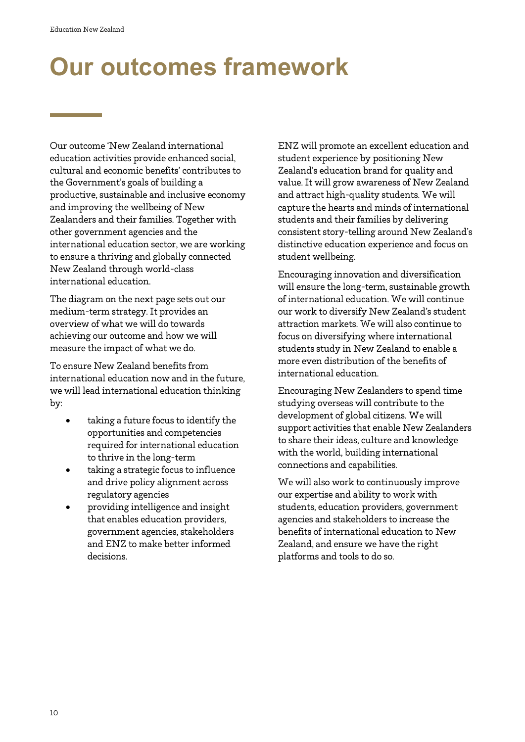# Our outcomes framework

Our outcome 'New Zealand international education activities provide enhanced social, cultural and economic benefits' contributes to the Government's goals of building a productive, sustainable and inclusive economy and improving the wellbeing of New Zealanders and their families. Together with other government agencies and the international education sector, we are working to ensure a thriving and globally connected New Zealand through world-class international education.

The diagram on the next page sets out our medium-term strategy. It provides an overview of what we will do towards achieving our outcome and how we will measure the impact of what we do.

To ensure New Zealand benefits from international education now and in the future, we will lead international education thinking by:

- taking a future focus to identify the opportunities and competencies required for international education to thrive in the long-term
- taking a strategic focus to influence and drive policy alignment across regulatory agencies
- providing intelligence and insight that enables education providers, government agencies, stakeholders and ENZ to make better informed decisions.

ENZ will promote an excellent education and student experience by positioning New Zealand's education brand for quality and value. It will grow awareness of New Zealand and attract high-quality students. We will capture the hearts and minds of international students and their families by delivering consistent story-telling around New Zealand's distinctive education experience and focus on student wellbeing.

Encouraging innovation and diversification will ensure the long-term, sustainable growth of international education. We will continue our work to diversify New Zealand's student attraction markets. We will also continue to focus on diversifying where international students study in New Zealand to enable a more even distribution of the benefits of international education.

Encouraging New Zealanders to spend time studying overseas will contribute to the development of global citizens. We will support activities that enable New Zealanders to share their ideas, culture and knowledge with the world, building international connections and capabilities.

We will also work to continuously improve our expertise and ability to work with students, education providers, government agencies and stakeholders to increase the benefits of international education to New Zealand, and ensure we have the right platforms and tools to do so.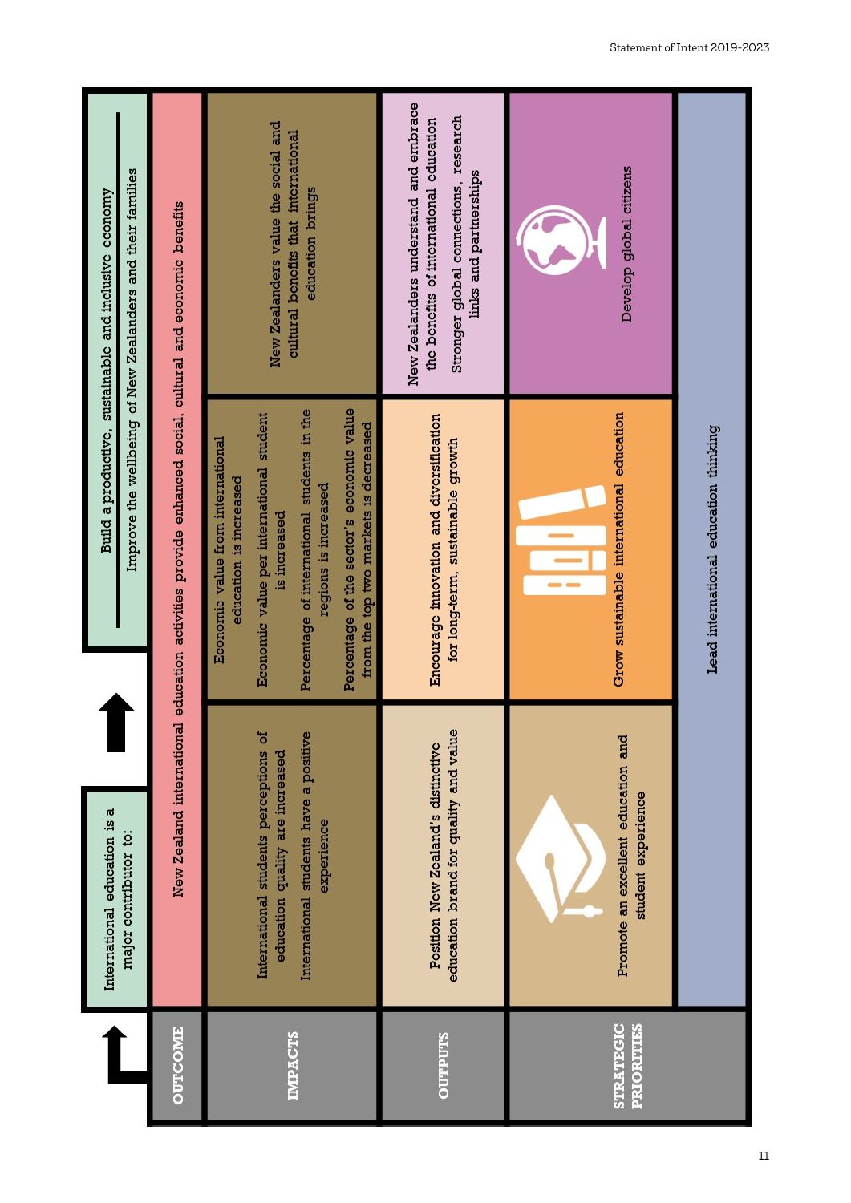| | | | |
|---|---|---|---|
| | International education is a major contributor to: | Build a productive, sustainable and inclusive economy<br>Improve the wellbeing of New Zealanders and their families | |
| **OUTCOME** | New Zealand international education activities provide enhanced social, cultural and economic benefits | | |
| **IMPACTS** | International students perceptions of education quality are increased<br>International students have a positive experience | Economic value from international education is increased<br>Economic value per international student is increased<br>Percentage of international students in the regions is increased<br>Percentage of the sector's economic value from the top two markets is decreased | New Zealanders value the social and cultural benefits that international education brings |
| **OUTPUTS** | Position New Zealand's distinctive education brand for quality and value | Encourage innovation and diversification for long-term, sustainable growth | New Zealanders understand and embrace the benefits of international education<br>Stronger global connections, research links and partnerships |
| **STRATEGIC PRIORITIES** | Promote an excellent education and student experience | Grow sustainable international education | Develop global citizens |
| | Lead international education thinking | | |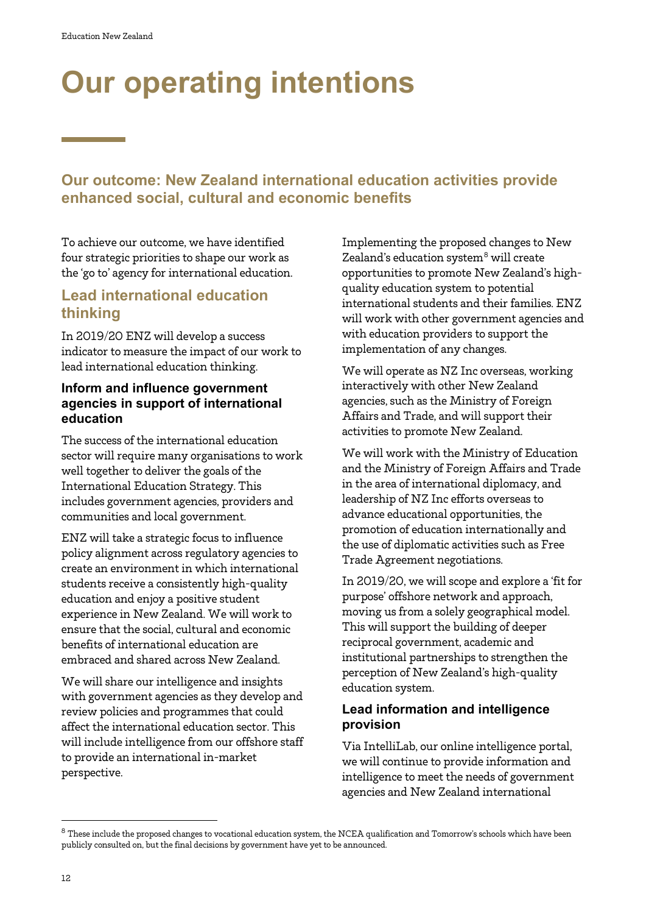# Our operating intentions

## Our outcome: New Zealand international education activities provide enhanced social, cultural and economic benefits

To achieve our outcome, we have identified four strategic priorities to shape our work as the 'go to' agency for international education.

### Lead international education thinking

In 2019/20 ENZ will develop a success indicator to measure the impact of our work to lead international education thinking.

#### Inform and influence government agencies in support of international education

The success of the international education sector will require many organisations to work well together to deliver the goals of the International Education Strategy. This includes government agencies, providers and communities and local government.

ENZ will take a strategic focus to influence policy alignment across regulatory agencies to create an environment in which international students receive a consistently high-quality education and enjoy a positive student experience in New Zealand. We will work to ensure that the social, cultural and economic benefits of international education are embraced and shared across New Zealand.

We will share our intelligence and insights with government agencies as they develop and review policies and programmes that could affect the international education sector. This will include intelligence from our offshore staff to provide an international in-market perspective.

Implementing the proposed changes to New Zealand's education system[8] will create opportunities to promote New Zealand's high-quality education system to potential international students and their families. ENZ will work with other government agencies and with education providers to support the implementation of any changes.

We will operate as NZ Inc overseas, working interactively with other New Zealand agencies, such as the Ministry of Foreign Affairs and Trade, and will support their activities to promote New Zealand.

We will work with the Ministry of Education and the Ministry of Foreign Affairs and Trade in the area of international diplomacy, and leadership of NZ Inc efforts overseas to advance educational opportunities, the promotion of education internationally and the use of diplomatic activities such as Free Trade Agreement negotiations.

In 2019/20, we will scope and explore a 'fit for purpose' offshore network and approach, moving us from a solely geographical model. This will support the building of deeper reciprocal government, academic and institutional partnerships to strengthen the perception of New Zealand's high-quality education system.

#### Lead information and intelligence provision

Via IntelliLab, our online intelligence portal, we will continue to provide information and intelligence to meet the needs of government agencies and New Zealand international

---

[8] These include the proposed changes to vocational education system, the NCEA qualification and Tomorrow's schools which have been publicly consulted on, but the final decisions by government have yet to be announced.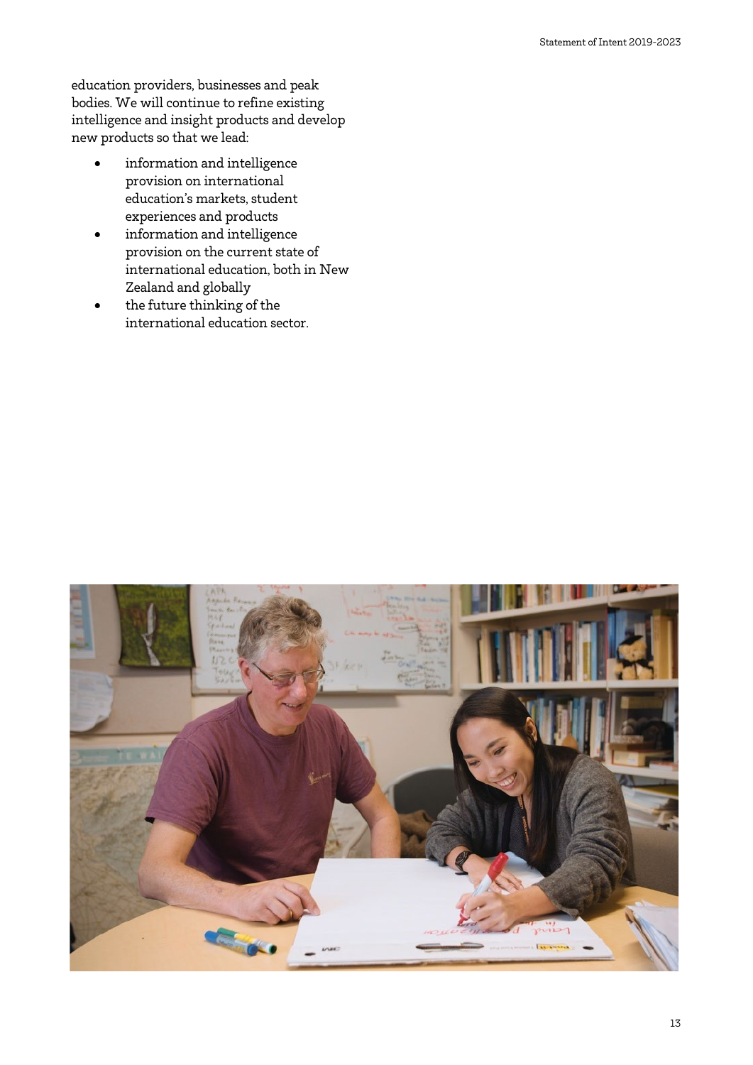education providers, businesses and peak bodies. We will continue to refine existing intelligence and insight products and develop new products so that we lead:

- information and intelligence provision on international education's markets, student experiences and products
- information and intelligence provision on the current state of international education, both in New Zealand and globally
- the future thinking of the international education sector.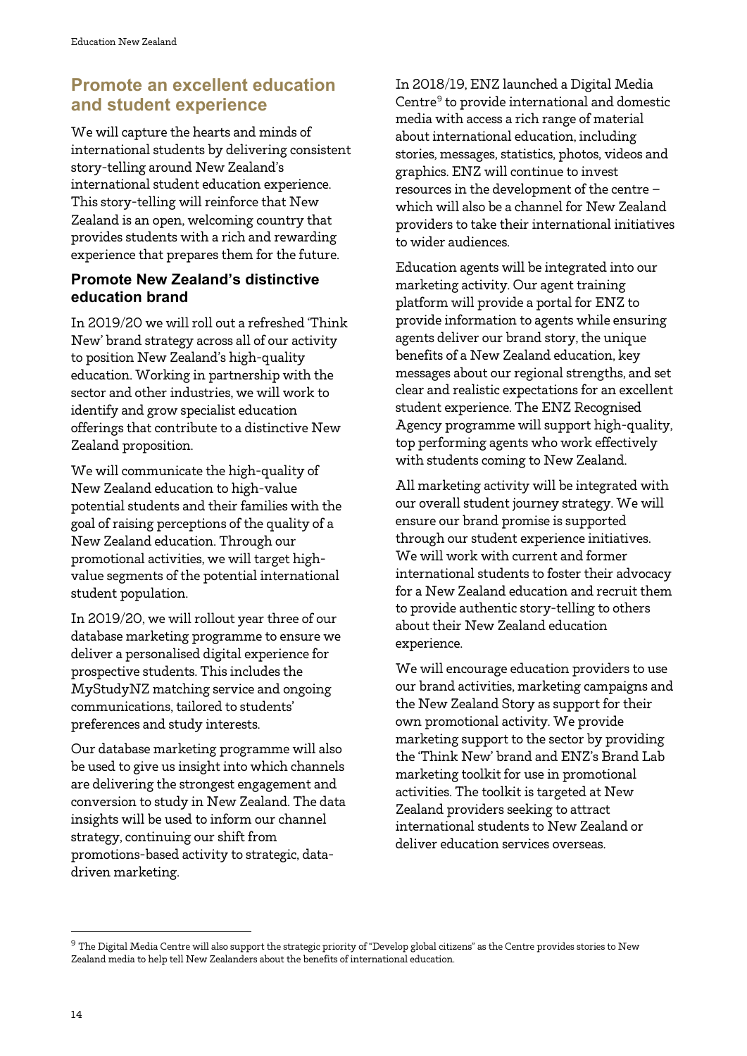## Promote an excellent education and student experience

We will capture the hearts and minds of international students by delivering consistent story-telling around New Zealand's international student education experience. This story-telling will reinforce that New Zealand is an open, welcoming country that provides students with a rich and rewarding experience that prepares them for the future.

### Promote New Zealand's distinctive education brand

In 2019/20 we will roll out a refreshed 'Think New' brand strategy across all of our activity to position New Zealand's high-quality education. Working in partnership with the sector and other industries, we will work to identify and grow specialist education offerings that contribute to a distinctive New Zealand proposition.

We will communicate the high-quality of New Zealand education to high-value potential students and their families with the goal of raising perceptions of the quality of a New Zealand education. Through our promotional activities, we will target high-value segments of the potential international student population.

In 2019/20, we will rollout year three of our database marketing programme to ensure we deliver a personalised digital experience for prospective students. This includes the MyStudyNZ matching service and ongoing communications, tailored to students' preferences and study interests.

Our database marketing programme will also be used to give us insight into which channels are delivering the strongest engagement and conversion to study in New Zealand. The data insights will be used to inform our channel strategy, continuing our shift from promotions-based activity to strategic, data-driven marketing.

In 2018/19, ENZ launched a Digital Media Centre[9] to provide international and domestic media with access a rich range of material about international education, including stories, messages, statistics, photos, videos and graphics. ENZ will continue to invest resources in the development of the centre – which will also be a channel for New Zealand providers to take their international initiatives to wider audiences.

Education agents will be integrated into our marketing activity. Our agent training platform will provide a portal for ENZ to provide information to agents while ensuring agents deliver our brand story, the unique benefits of a New Zealand education, key messages about our regional strengths, and set clear and realistic expectations for an excellent student experience. The ENZ Recognised Agency programme will support high-quality, top performing agents who work effectively with students coming to New Zealand.

All marketing activity will be integrated with our overall student journey strategy. We will ensure our brand promise is supported through our student experience initiatives. We will work with current and former international students to foster their advocacy for a New Zealand education and recruit them to provide authentic story-telling to others about their New Zealand education experience.

We will encourage education providers to use our brand activities, marketing campaigns and the New Zealand Story as support for their own promotional activity. We provide marketing support to the sector by providing the 'Think New' brand and ENZ's Brand Lab marketing toolkit for use in promotional activities. The toolkit is targeted at New Zealand providers seeking to attract international students to New Zealand or deliver education services overseas.

---

[9] The Digital Media Centre will also support the strategic priority of "Develop global citizens" as the Centre provides stories to New Zealand media to help tell New Zealanders about the benefits of international education.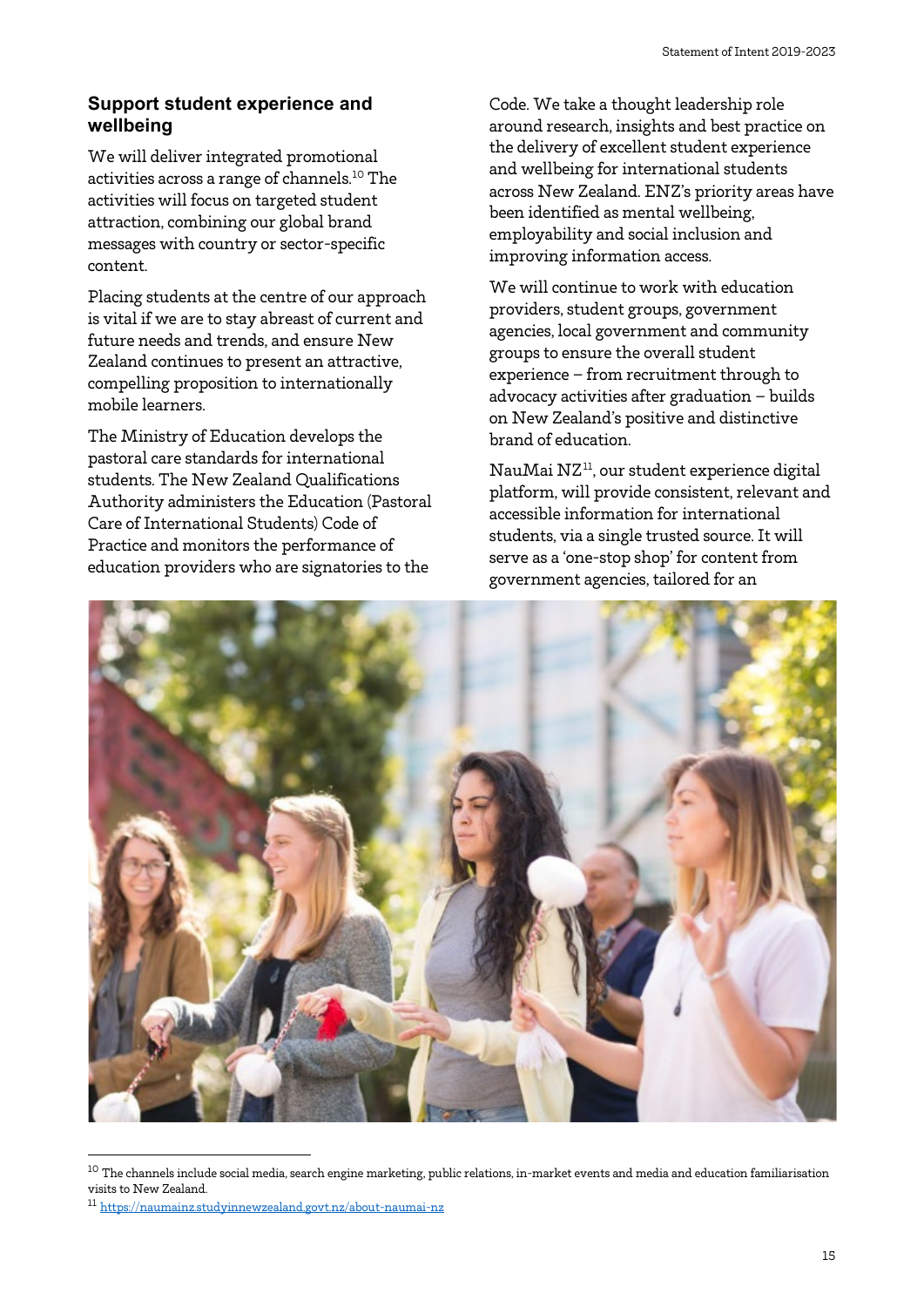## Support student experience and wellbeing

We will deliver integrated promotional activities across a range of channels.[10] The activities will focus on targeted student attraction, combining our global brand messages with country or sector-specific content.

Placing students at the centre of our approach is vital if we are to stay abreast of current and future needs and trends, and ensure New Zealand continues to present an attractive, compelling proposition to internationally mobile learners.

The Ministry of Education develops the pastoral care standards for international students. The New Zealand Qualifications Authority administers the Education (Pastoral Care of International Students) Code of Practice and monitors the performance of education providers who are signatories to the Code. We take a thought leadership role around research, insights and best practice on the delivery of excellent student experience and wellbeing for international students across New Zealand. ENZ's priority areas have been identified as mental wellbeing, employability and social inclusion and improving information access.

We will continue to work with education providers, student groups, government agencies, local government and community groups to ensure the overall student experience – from recruitment through to advocacy activities after graduation – builds on New Zealand's positive and distinctive brand of education.

NauMai NZ[11], our student experience digital platform, will provide consistent, relevant and accessible information for international students, via a single trusted source. It will serve as a 'one-stop shop' for content from government agencies, tailored for an

[10] The channels include social media, search engine marketing, public relations, in-market events and media and education familiarisation visits to New Zealand.

[11] https://naumainz.studyinnewzealand.govt.nz/about-naumai-nz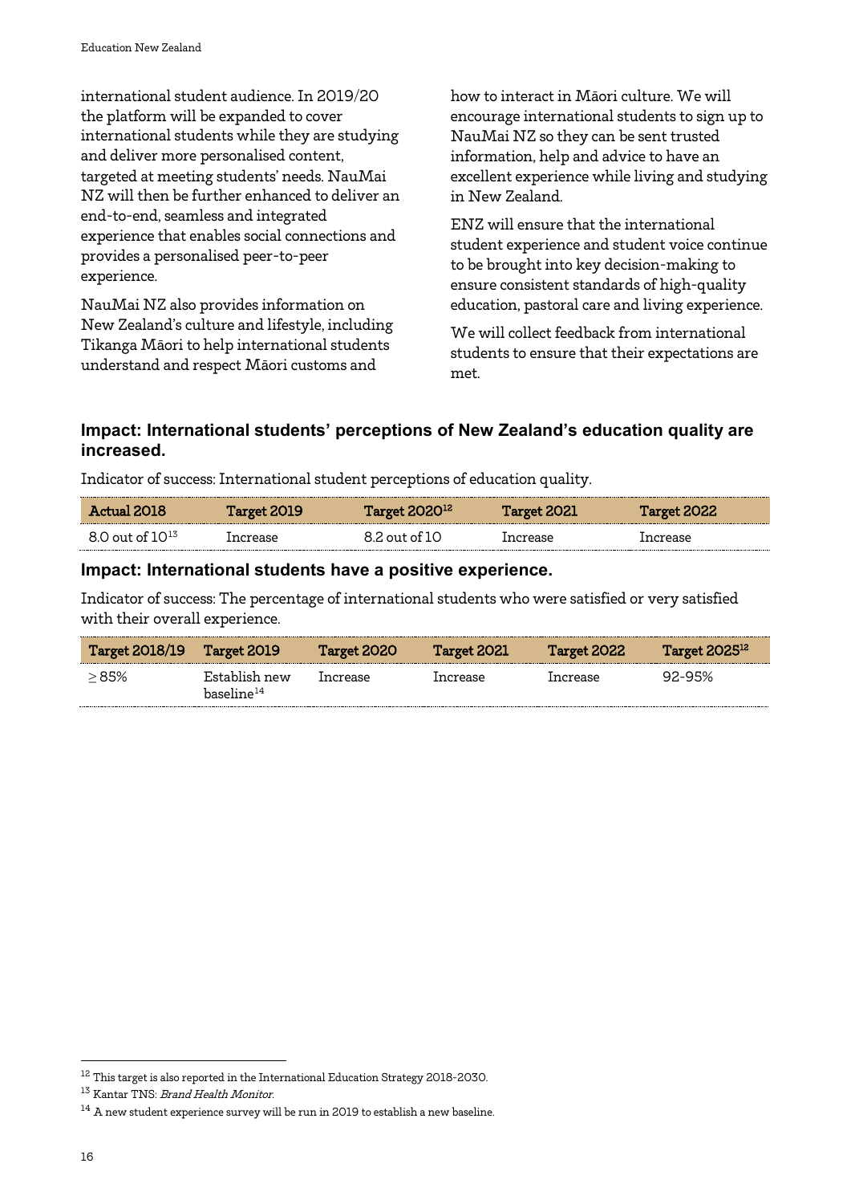international student audience. In 2019/20 the platform will be expanded to cover international students while they are studying and deliver more personalised content, targeted at meeting students' needs. NauMai NZ will then be further enhanced to deliver an end-to-end, seamless and integrated experience that enables social connections and provides a personalised peer-to-peer experience.

NauMai NZ also provides information on New Zealand's culture and lifestyle, including Tikanga Māori to help international students understand and respect Māori customs and how to interact in Māori culture. We will encourage international students to sign up to NauMai NZ so they can be sent trusted information, help and advice to have an excellent experience while living and studying in New Zealand.

ENZ will ensure that the international student experience and student voice continue to be brought into key decision-making to ensure consistent standards of high-quality education, pastoral care and living experience.

We will collect feedback from international students to ensure that their expectations are met.

## Impact: International students' perceptions of New Zealand's education quality are increased.

Indicator of success: International student perceptions of education quality.

| Actual 2018 | Target 2019 | Target 2020[12] | Target 2021 | Target 2022 |
|---|---|---|---|---|
| 8.0 out of 10[13] | Increase | 8.2 out of 10 | Increase | Increase |

## Impact: International students have a positive experience.

Indicator of success: The percentage of international students who were satisfied or very satisfied with their overall experience.

| Target 2018/19 | Target 2019 | Target 2020 | Target 2021 | Target 2022 | Target 2025[12] |
|---|---|---|---|---|---|
| ≥ 85% | Establish new baseline[14] | Increase | Increase | Increase | 92-95% |

[12] This target is also reported in the International Education Strategy 2018-2030.

[13] Kantar TNS: *Brand Health Monitor*.

[14] A new student experience survey will be run in 2019 to establish a new baseline.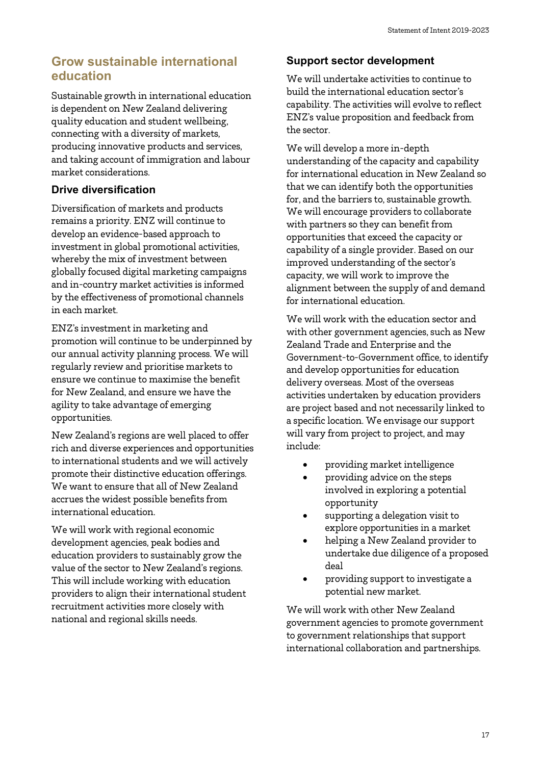## Grow sustainable international education

Sustainable growth in international education is dependent on New Zealand delivering quality education and student wellbeing, connecting with a diversity of markets, producing innovative products and services, and taking account of immigration and labour market considerations.

### Drive diversification

Diversification of markets and products remains a priority. ENZ will continue to develop an evidence-based approach to investment in global promotional activities, whereby the mix of investment between globally focused digital marketing campaigns and in-country market activities is informed by the effectiveness of promotional channels in each market.

ENZ's investment in marketing and promotion will continue to be underpinned by our annual activity planning process. We will regularly review and prioritise markets to ensure we continue to maximise the benefit for New Zealand, and ensure we have the agility to take advantage of emerging opportunities.

New Zealand's regions are well placed to offer rich and diverse experiences and opportunities to international students and we will actively promote their distinctive education offerings. We want to ensure that all of New Zealand accrues the widest possible benefits from international education.

We will work with regional economic development agencies, peak bodies and education providers to sustainably grow the value of the sector to New Zealand's regions. This will include working with education providers to align their international student recruitment activities more closely with national and regional skills needs.

### Support sector development

We will undertake activities to continue to build the international education sector's capability. The activities will evolve to reflect ENZ's value proposition and feedback from the sector.

We will develop a more in-depth understanding of the capacity and capability for international education in New Zealand so that we can identify both the opportunities for, and the barriers to, sustainable growth. We will encourage providers to collaborate with partners so they can benefit from opportunities that exceed the capacity or capability of a single provider. Based on our improved understanding of the sector's capacity, we will work to improve the alignment between the supply of and demand for international education.

We will work with the education sector and with other government agencies, such as New Zealand Trade and Enterprise and the Government-to-Government office, to identify and develop opportunities for education delivery overseas. Most of the overseas activities undertaken by education providers are project based and not necessarily linked to a specific location. We envisage our support will vary from project to project, and may include:

- providing market intelligence
- providing advice on the steps involved in exploring a potential opportunity
- supporting a delegation visit to explore opportunities in a market
- helping a New Zealand provider to undertake due diligence of a proposed deal
- providing support to investigate a potential new market.

We will work with other New Zealand government agencies to promote government to government relationships that support international collaboration and partnerships.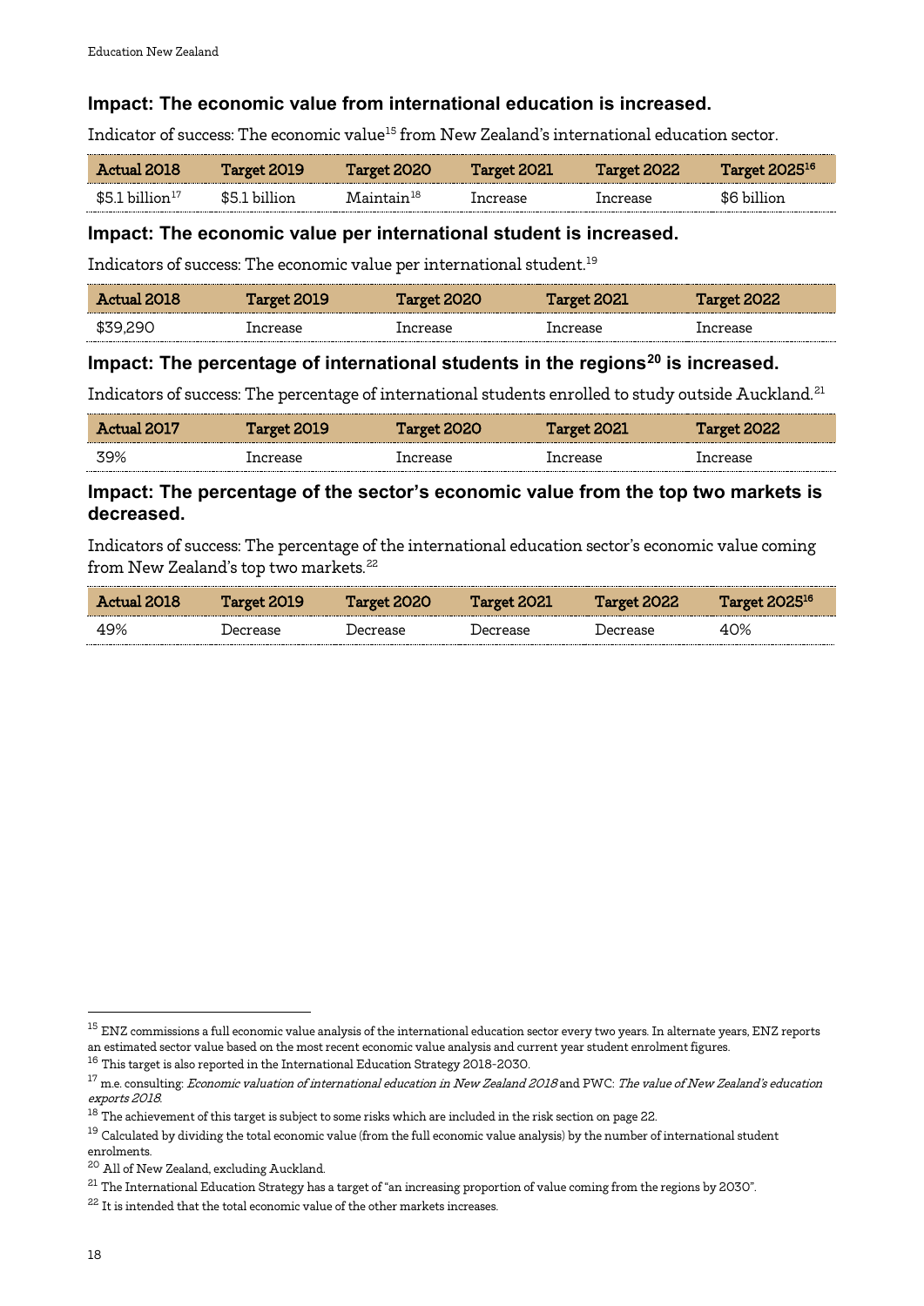### Impact: The economic value from international education is increased.

Indicator of success: The economic value[15] from New Zealand's international education sector.

| Actual 2018 | Target 2019 | Target 2020 | Target 2021 | Target 2022 | Target 2025[16] |
|---|---|---|---|---|---|
| $5.1 billion[17] | $5.1 billion | Maintain[18] | Increase | Increase | $6 billion |

### Impact: The economic value per international student is increased.

Indicators of success: The economic value per international student.[19]

| Actual 2018 | Target 2019 | Target 2020 | Target 2021 | Target 2022 |
|---|---|---|---|---|
| $39,290 | Increase | Increase | Increase | Increase |

### Impact: The percentage of international students in the regions[20] is increased.

Indicators of success: The percentage of international students enrolled to study outside Auckland.[21]

| Actual 2017 | Target 2019 | Target 2020 | Target 2021 | Target 2022 |
|---|---|---|---|---|
| 39% | Increase | Increase | Increase | Increase |

### Impact: The percentage of the sector's economic value from the top two markets is decreased.

Indicators of success: The percentage of the international education sector's economic value coming from New Zealand's top two markets.[22]

| Actual 2018 | Target 2019 | Target 2020 | Target 2021 | Target 2022 | Target 2025[16] |
|---|---|---|---|---|---|
| 49% | Decrease | Decrease | Decrease | Decrease | 40% |

---

[15] ENZ commissions a full economic value analysis of the international education sector every two years. In alternate years, ENZ reports an estimated sector value based on the most recent economic value analysis and current year student enrolment figures.

[16] This target is also reported in the International Education Strategy 2018-2030.

[17] m.e. consulting: *Economic valuation of international education in New Zealand 2018* and PWC: *The value of New Zealand's education exports 2018*.

[18] The achievement of this target is subject to some risks which are included in the risk section on page 22.

[19] Calculated by dividing the total economic value (from the full economic value analysis) by the number of international student enrolments.

[20] All of New Zealand, excluding Auckland.

[21] The International Education Strategy has a target of "an increasing proportion of value coming from the regions by 2030".

[22] It is intended that the total economic value of the other markets increases.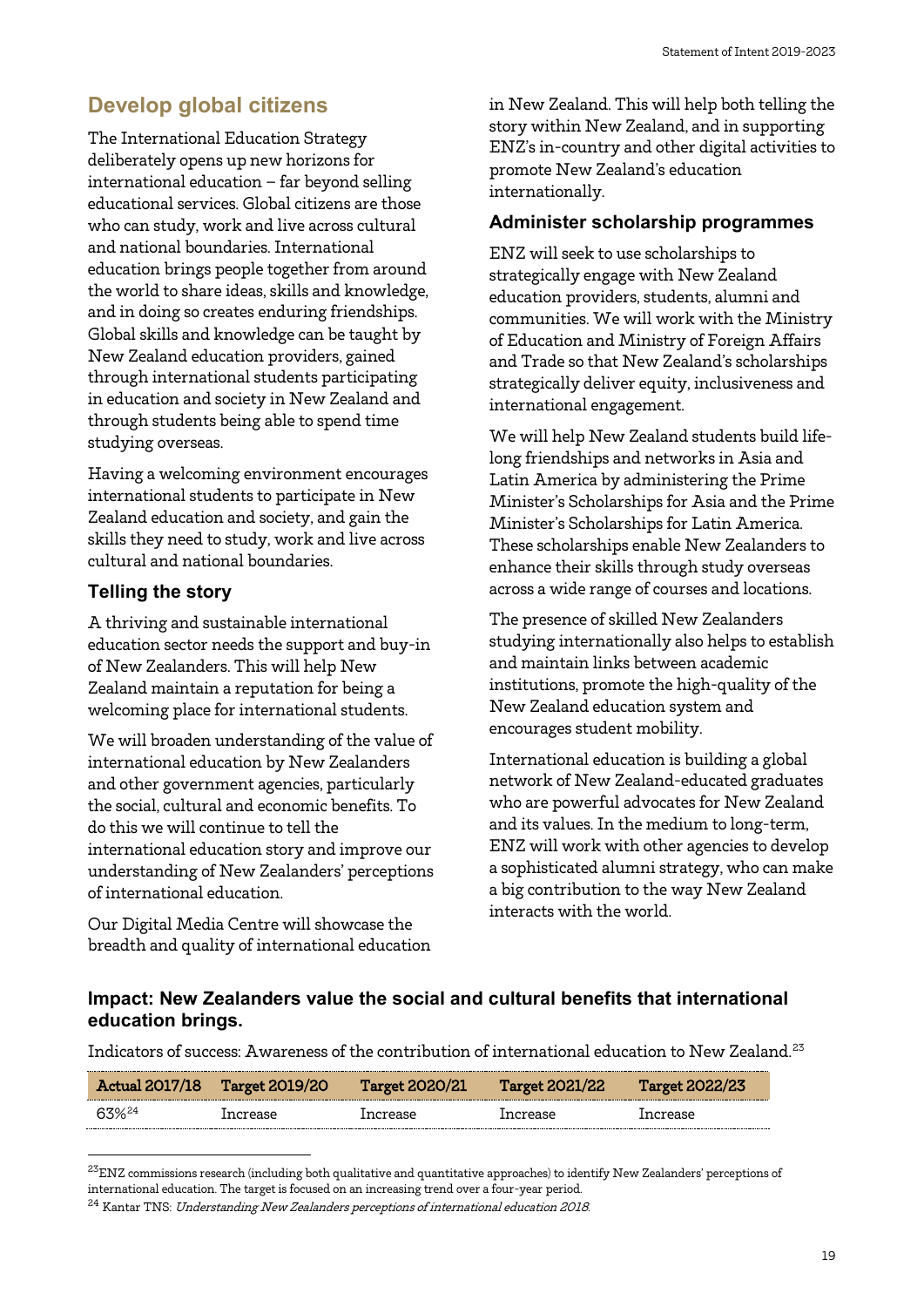## Develop global citizens

The International Education Strategy deliberately opens up new horizons for international education – far beyond selling educational services. Global citizens are those who can study, work and live across cultural and national boundaries. International education brings people together from around the world to share ideas, skills and knowledge, and in doing so creates enduring friendships. Global skills and knowledge can be taught by New Zealand education providers, gained through international students participating in education and society in New Zealand and through students being able to spend time studying overseas.

Having a welcoming environment encourages international students to participate in New Zealand education and society, and gain the skills they need to study, work and live across cultural and national boundaries.

### Telling the story

A thriving and sustainable international education sector needs the support and buy-in of New Zealanders. This will help New Zealand maintain a reputation for being a welcoming place for international students.

We will broaden understanding of the value of international education by New Zealanders and other government agencies, particularly the social, cultural and economic benefits. To do this we will continue to tell the international education story and improve our understanding of New Zealanders' perceptions of international education.

Our Digital Media Centre will showcase the breadth and quality of international education in New Zealand. This will help both telling the story within New Zealand, and in supporting ENZ's in-country and other digital activities to promote New Zealand's education internationally.

### Administer scholarship programmes

ENZ will seek to use scholarships to strategically engage with New Zealand education providers, students, alumni and communities. We will work with the Ministry of Education and Ministry of Foreign Affairs and Trade so that New Zealand's scholarships strategically deliver equity, inclusiveness and international engagement.

We will help New Zealand students build life-long friendships and networks in Asia and Latin America by administering the Prime Minister's Scholarships for Asia and the Prime Minister's Scholarships for Latin America. These scholarships enable New Zealanders to enhance their skills through study overseas across a wide range of courses and locations.

The presence of skilled New Zealanders studying internationally also helps to establish and maintain links between academic institutions, promote the high-quality of the New Zealand education system and encourages student mobility.

International education is building a global network of New Zealand-educated graduates who are powerful advocates for New Zealand and its values. In the medium to long-term, ENZ will work with other agencies to develop a sophisticated alumni strategy, who can make a big contribution to the way New Zealand interacts with the world.

### Impact: New Zealanders value the social and cultural benefits that international education brings.

Indicators of success: Awareness of the contribution of international education to New Zealand.[23]

| Actual 2017/18 | Target 2019/20 | Target 2020/21 | Target 2021/22 | Target 2022/23 |
|---|---|---|---|---|
| 63%[24] | Increase | Increase | Increase | Increase |

[23] ENZ commissions research (including both qualitative and quantitative approaches) to identify New Zealanders' perceptions of international education. The target is focused on an increasing trend over a four-year period.

[24] Kantar TNS: *Understanding New Zealanders perceptions of international education 2018.*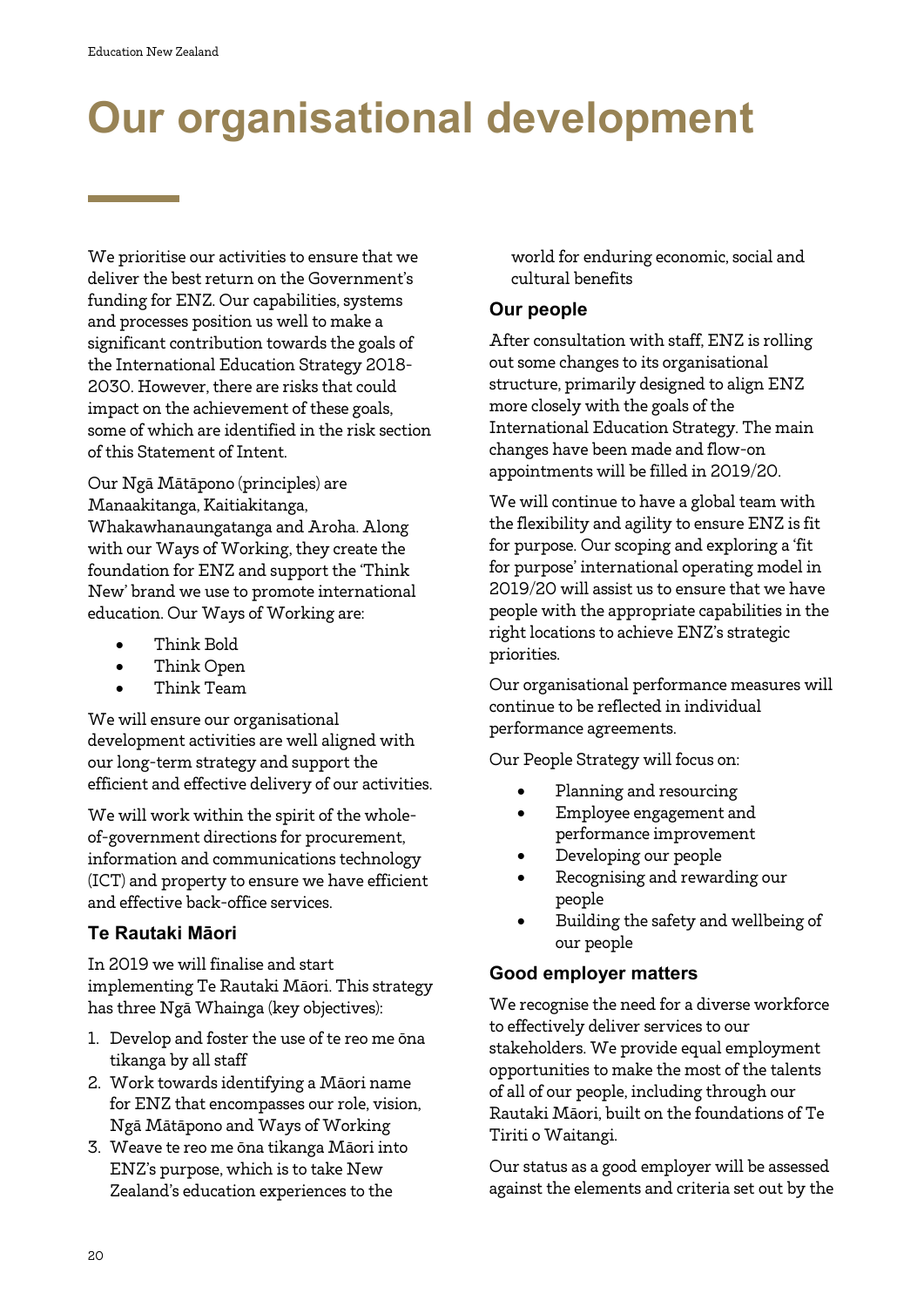# Our organisational development

We prioritise our activities to ensure that we deliver the best return on the Government's funding for ENZ. Our capabilities, systems and processes position us well to make a significant contribution towards the goals of the International Education Strategy 2018-2030. However, there are risks that could impact on the achievement of these goals, some of which are identified in the risk section of this Statement of Intent.

Our Ngā Mātāpono (principles) are Manaakitanga, Kaitiakitanga, Whakawhanaungatanga and Aroha. Along with our Ways of Working, they create the foundation for ENZ and support the 'Think New' brand we use to promote international education. Our Ways of Working are:

- Think Bold
- Think Open
- Think Team

We will ensure our organisational development activities are well aligned with our long-term strategy and support the efficient and effective delivery of our activities.

We will work within the spirit of the whole-of-government directions for procurement, information and communications technology (ICT) and property to ensure we have efficient and effective back-office services.

### Te Rautaki Māori

In 2019 we will finalise and start implementing Te Rautaki Māori. This strategy has three Ngā Whainga (key objectives):

1. Develop and foster the use of te reo me ōna tikanga by all staff
2. Work towards identifying a Māori name for ENZ that encompasses our role, vision, Ngā Mātāpono and Ways of Working
3. Weave te reo me ōna tikanga Māori into ENZ's purpose, which is to take New Zealand's education experiences to the world for enduring economic, social and cultural benefits

### Our people

After consultation with staff, ENZ is rolling out some changes to its organisational structure, primarily designed to align ENZ more closely with the goals of the International Education Strategy. The main changes have been made and flow-on appointments will be filled in 2019/20.

We will continue to have a global team with the flexibility and agility to ensure ENZ is fit for purpose. Our scoping and exploring a 'fit for purpose' international operating model in 2019/20 will assist us to ensure that we have people with the appropriate capabilities in the right locations to achieve ENZ's strategic priorities.

Our organisational performance measures will continue to be reflected in individual performance agreements.

Our People Strategy will focus on:

- Planning and resourcing
- Employee engagement and performance improvement
- Developing our people
- Recognising and rewarding our people
- Building the safety and wellbeing of our people

### Good employer matters

We recognise the need for a diverse workforce to effectively deliver services to our stakeholders. We provide equal employment opportunities to make the most of the talents of all of our people, including through our Rautaki Māori, built on the foundations of Te Tiriti o Waitangi.

Our status as a good employer will be assessed against the elements and criteria set out by the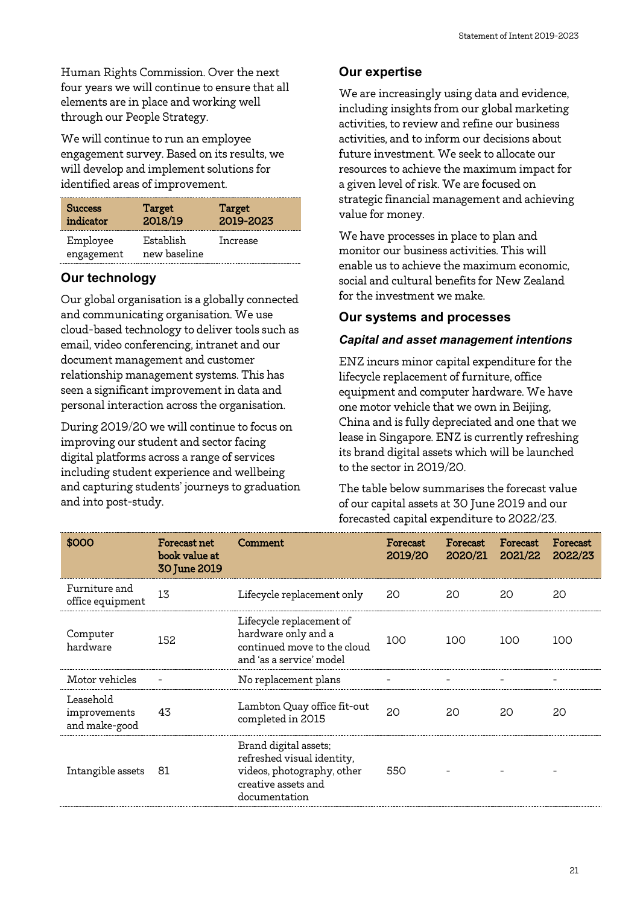Human Rights Commission. Over the next four years we will continue to ensure that all elements are in place and working well through our People Strategy.

We will continue to run an employee engagement survey. Based on its results, we will develop and implement solutions for identified areas of improvement.

| Success indicator | Target 2018/19 | Target 2019-2023 |
|---|---|---|
| Employee engagement | Establish new baseline | Increase |

## Our technology

Our global organisation is a globally connected and communicating organisation. We use cloud-based technology to deliver tools such as email, video conferencing, intranet and our document management and customer relationship management systems. This has seen a significant improvement in data and personal interaction across the organisation.

During 2019/20 we will continue to focus on improving our student and sector facing digital platforms across a range of services including student experience and wellbeing and capturing students' journeys to graduation and into post-study.

## Our expertise

We are increasingly using data and evidence, including insights from our global marketing activities, to review and refine our business activities, and to inform our decisions about future investment. We seek to allocate our resources to achieve the maximum impact for a given level of risk. We are focused on strategic financial management and achieving value for money.

We have processes in place to plan and monitor our business activities. This will enable us to achieve the maximum economic, social and cultural benefits for New Zealand for the investment we make.

## Our systems and processes

### *Capital and asset management intentions*

ENZ incurs minor capital expenditure for the lifecycle replacement of furniture, office equipment and computer hardware. We have one motor vehicle that we own in Beijing, China and is fully depreciated and one that we lease in Singapore. ENZ is currently refreshing its brand digital assets which will be launched to the sector in 2019/20.

The table below summarises the forecast value of our capital assets at 30 June 2019 and our forecasted capital expenditure to 2022/23.

| $000 | Forecast net book value at 30 June 2019 | Comment | Forecast 2019/20 | Forecast 2020/21 | Forecast 2021/22 | Forecast 2022/23 |
|---|---|---|---|---|---|---|
| Furniture and office equipment | 13 | Lifecycle replacement only | 20 | 20 | 20 | 20 |
| Computer hardware | 152 | Lifecycle replacement of hardware only and a continued move to the cloud and 'as a service' model | 100 | 100 | 100 | 100 |
| Motor vehicles | - | No replacement plans | - | - | - | - |
| Leasehold improvements and make-good | 43 | Lambton Quay office fit-out completed in 2015 | 20 | 20 | 20 | 20 |
| Intangible assets | 81 | Brand digital assets; refreshed visual identity, videos, photography, other creative assets and documentation | 550 | - | - | - |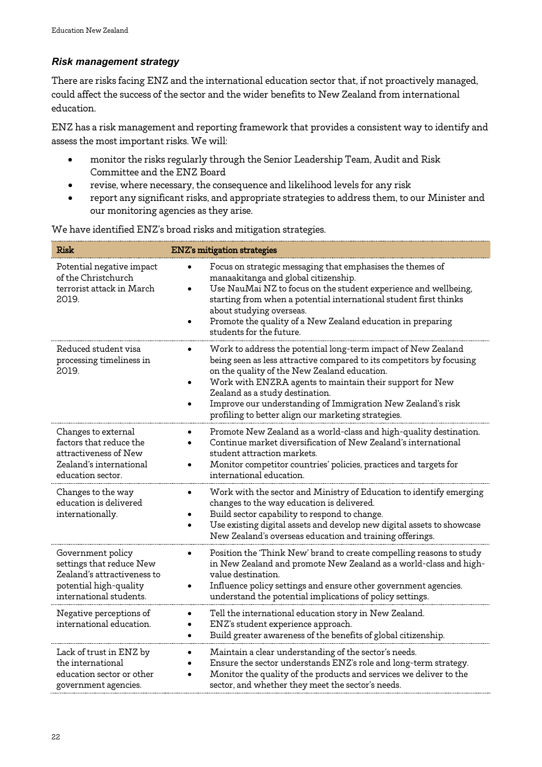### *Risk management strategy*

There are risks facing ENZ and the international education sector that, if not proactively managed, could affect the success of the sector and the wider benefits to New Zealand from international education.

ENZ has a risk management and reporting framework that provides a consistent way to identify and assess the most important risks. We will:

- monitor the risks regularly through the Senior Leadership Team, Audit and Risk Committee and the ENZ Board
- revise, where necessary, the consequence and likelihood levels for any risk
- report any significant risks, and appropriate strategies to address them, to our Minister and our monitoring agencies as they arise.

We have identified ENZ's broad risks and mitigation strategies.

| Risk | ENZ's mitigation strategies |
|---|---|
| Potential negative impact of the Christchurch terrorist attack in March 2019. | • Focus on strategic messaging that emphasises the themes of manaakitanga and global citizenship.<br>• Use NauMai NZ to focus on the student experience and wellbeing, starting from when a potential international student first thinks about studying overseas.<br>• Promote the quality of a New Zealand education in preparing students for the future. |
| Reduced student visa processing timeliness in 2019. | • Work to address the potential long-term impact of New Zealand being seen as less attractive compared to its competitors by focusing on the quality of the New Zealand education.<br>• Work with ENZRA agents to maintain their support for New Zealand as a study destination.<br>• Improve our understanding of Immigration New Zealand's risk profiling to better align our marketing strategies. |
| Changes to external factors that reduce the attractiveness of New Zealand's international education sector. | • Promote New Zealand as a world-class and high-quality destination.<br>• Continue market diversification of New Zealand's international student attraction markets.<br>• Monitor competitor countries' policies, practices and targets for international education. |
| Changes to the way education is delivered internationally. | • Work with the sector and Ministry of Education to identify emerging changes to the way education is delivered.<br>• Build sector capability to respond to change.<br>• Use existing digital assets and develop new digital assets to showcase New Zealand's overseas education and training offerings. |
| Government policy settings that reduce New Zealand's attractiveness to potential high-quality international students. | • Position the 'Think New' brand to create compelling reasons to study in New Zealand and promote New Zealand as a world-class and high-value destination.<br>• Influence policy settings and ensure other government agencies. understand the potential implications of policy settings. |
| Negative perceptions of international education. | • Tell the international education story in New Zealand.<br>• ENZ's student experience approach.<br>• Build greater awareness of the benefits of global citizenship. |
| Lack of trust in ENZ by the international education sector or other government agencies. | • Maintain a clear understanding of the sector's needs.<br>• Ensure the sector understands ENZ's role and long-term strategy.<br>• Monitor the quality of the products and services we deliver to the sector, and whether they meet the sector's needs. |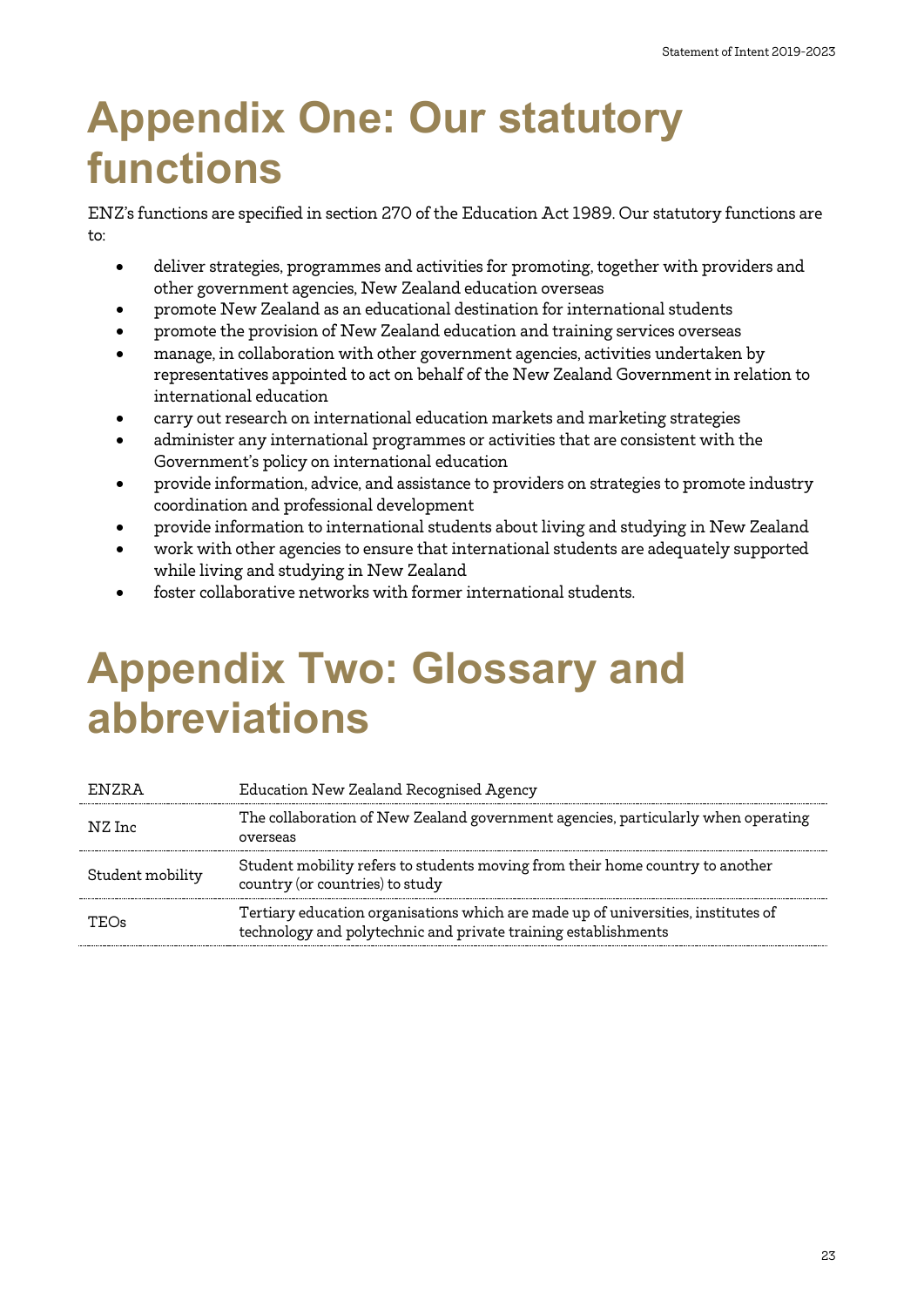# Appendix One: Our statutory functions

ENZ's functions are specified in section 270 of the Education Act 1989. Our statutory functions are to:

- deliver strategies, programmes and activities for promoting, together with providers and other government agencies, New Zealand education overseas
- promote New Zealand as an educational destination for international students
- promote the provision of New Zealand education and training services overseas
- manage, in collaboration with other government agencies, activities undertaken by representatives appointed to act on behalf of the New Zealand Government in relation to international education
- carry out research on international education markets and marketing strategies
- administer any international programmes or activities that are consistent with the Government's policy on international education
- provide information, advice, and assistance to providers on strategies to promote industry coordination and professional development
- provide information to international students about living and studying in New Zealand
- work with other agencies to ensure that international students are adequately supported while living and studying in New Zealand
- foster collaborative networks with former international students.

# Appendix Two: Glossary and abbreviations

| | |
|---|---|
| ENZRA | Education New Zealand Recognised Agency |
| NZ Inc | The collaboration of New Zealand government agencies, particularly when operating overseas |
| Student mobility | Student mobility refers to students moving from their home country to another country (or countries) to study |
| TEOs | Tertiary education organisations which are made up of universities, institutes of technology and polytechnic and private training establishments |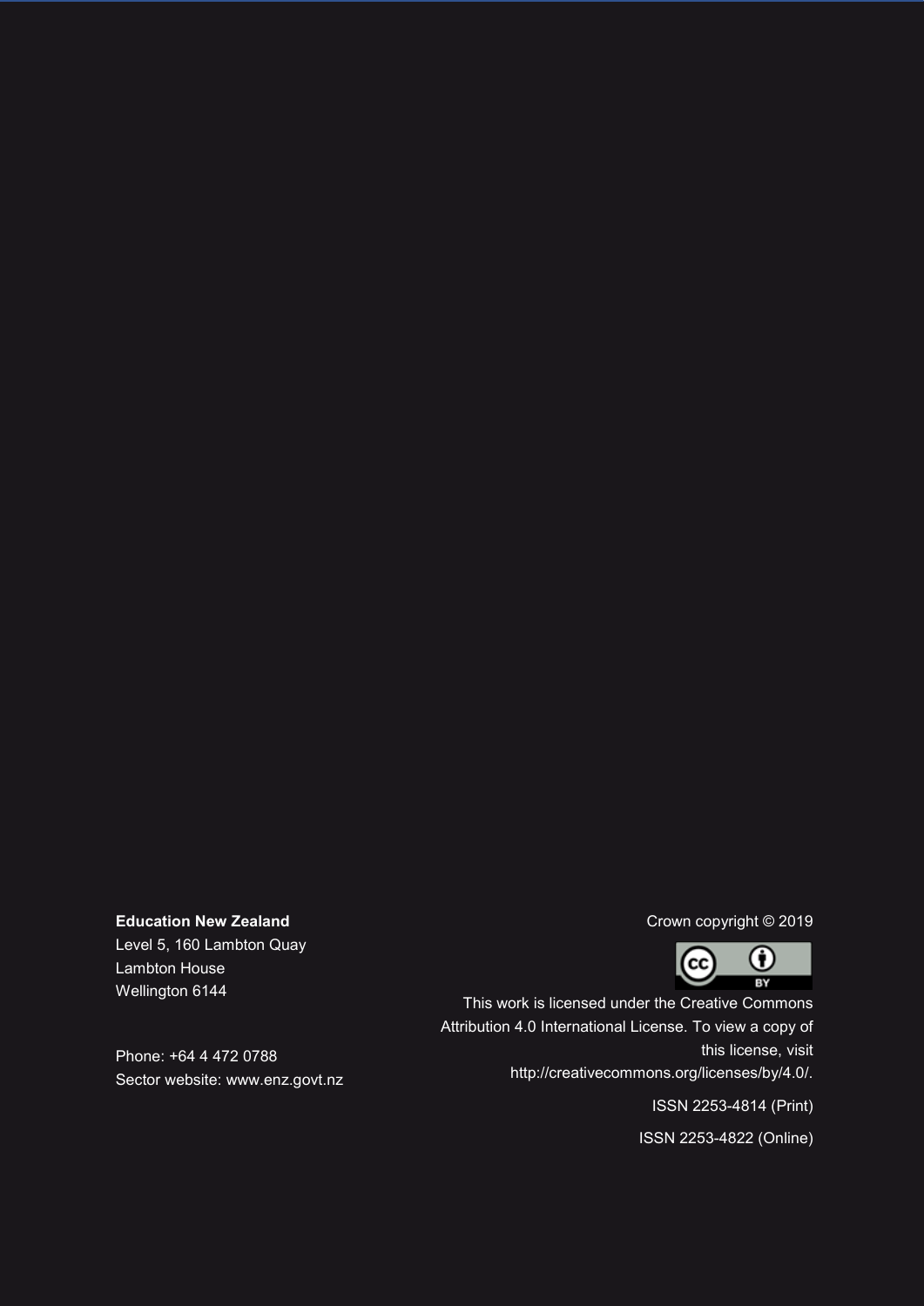**Education New Zealand**
Level 5, 160 Lambton Quay
Lambton House
Wellington 6144

Phone: +64 4 472 0788
Sector website: www.enz.govt.nz

Crown copyright © 2019

This work is licensed under the Creative Commons Attribution 4.0 International License. To view a copy of this license, visit http://creativecommons.org/licenses/by/4.0/.

ISSN 2253-4814 (Print)

ISSN 2253-4822 (Online)